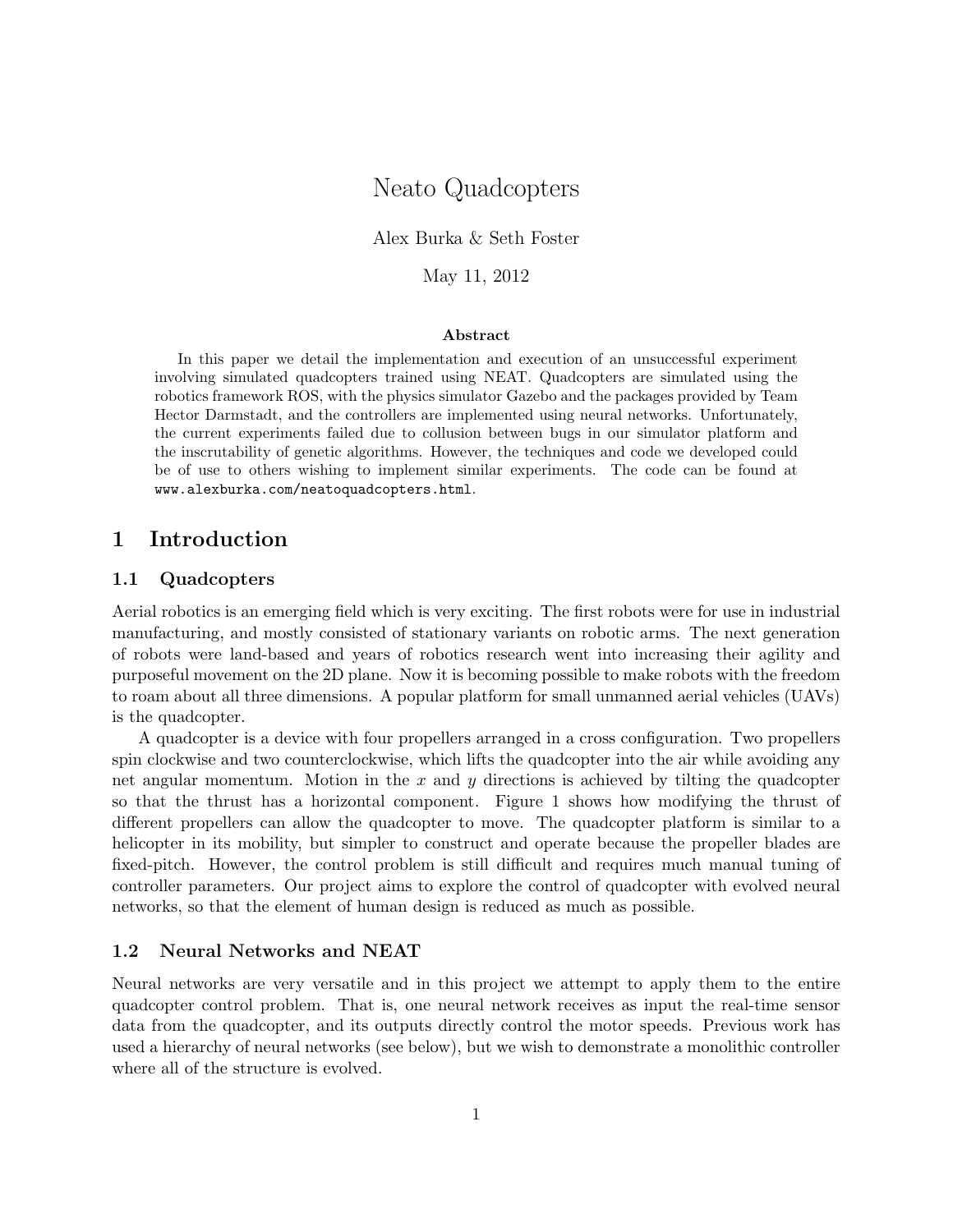# Neato Quadcopters

Alex Burka & Seth Foster

May 11, 2012

**Abstract**

In this paper we detail the implementation and execution of an unsuccessful experiment involving simulated quadcopters trained using NEAT. Quadcopters are simulated using the robotics framework ROS, with the physics simulator Gazebo and the packages provided by Team Hector Darmstadt, and the controllers are implemented using neural networks. Unfortunately, the current experiments failed due to collusion between bugs in our simulator platform and the inscrutability of genetic algorithms. However, the techniques and code we developed could be of use to others wishing to implement similar experiments. The code can be found at `www.alexburka.com/neatoquadcopters.html`.

## 1 Introduction

### 1.1 Quadcopters

Aerial robotics is an emerging field which is very exciting. The first robots were for use in industrial manufacturing, and mostly consisted of stationary variants on robotic arms. The next generation of robots were land-based and years of robotics research went into increasing their agility and purposeful movement on the 2D plane. Now it is becoming possible to make robots with the freedom to roam about all three dimensions. A popular platform for small unmanned aerial vehicles (UAVs) is the quadcopter.

A quadcopter is a device with four propellers arranged in a cross configuration. Two propellers spin clockwise and two counterclockwise, which lifts the quadcopter into the air while avoiding any net angular momentum. Motion in the $x$ and $y$ directions is achieved by tilting the quadcopter so that the thrust has a horizontal component. Figure 1 shows how modifying the thrust of different propellers can allow the quadcopter to move. The quadcopter platform is similar to a helicopter in its mobility, but simpler to construct and operate because the propeller blades are fixed-pitch. However, the control problem is still difficult and requires much manual tuning of controller parameters. Our project aims to explore the control of quadcopter with evolved neural networks, so that the element of human design is reduced as much as possible.

### 1.2 Neural Networks and NEAT

Neural networks are very versatile and in this project we attempt to apply them to the entire quadcopter control problem. That is, one neural network receives as input the real-time sensor data from the quadcopter, and its outputs directly control the motor speeds. Previous work has used a hierarchy of neural networks (see below), but we wish to demonstrate a monolithic controller where all of the structure is evolved.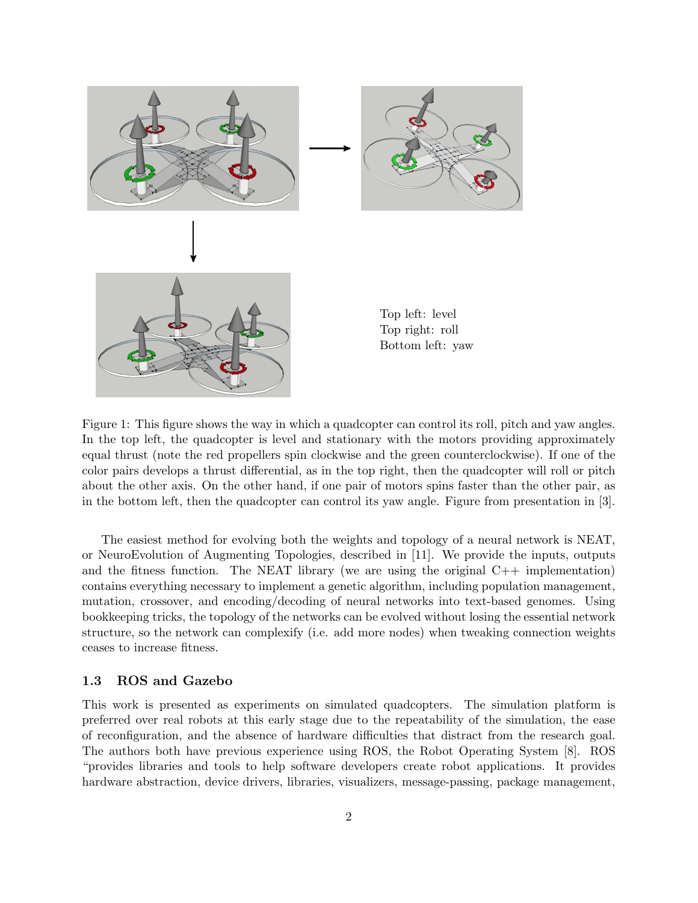Top left: level
Top right: roll
Bottom left: yaw

Figure 1: This figure shows the way in which a quadcopter can control its roll, pitch and yaw angles. In the top left, the quadcopter is level and stationary with the motors providing approximately equal thrust (note the red propellers spin clockwise and the green counterclockwise). If one of the color pairs develops a thrust differential, as in the top right, then the quadcopter will roll or pitch about the other axis. On the other hand, if one pair of motors spins faster than the other pair, as in the bottom left, then the quadcopter can control its yaw angle. Figure from presentation in [3].

The easiest method for evolving both the weights and topology of a neural network is NEAT, or NeuroEvolution of Augmenting Topologies, described in [11]. We provide the inputs, outputs and the fitness function. The NEAT library (we are using the original C++ implementation) contains everything necessary to implement a genetic algorithm, including population management, mutation, crossover, and encoding/decoding of neural networks into text-based genomes. Using bookkeeping tricks, the topology of the networks can be evolved without losing the essential network structure, so the network can complexify (i.e. add more nodes) when tweaking connection weights ceases to increase fitness.

### 1.3 ROS and Gazebo

This work is presented as experiments on simulated quadcopters. The simulation platform is preferred over real robots at this early stage due to the repeatability of the simulation, the ease of reconfiguration, and the absence of hardware difficulties that distract from the research goal. The authors both have previous experience using ROS, the Robot Operating System [8]. ROS "provides libraries and tools to help software developers create robot applications. It provides hardware abstraction, device drivers, libraries, visualizers, message-passing, package management,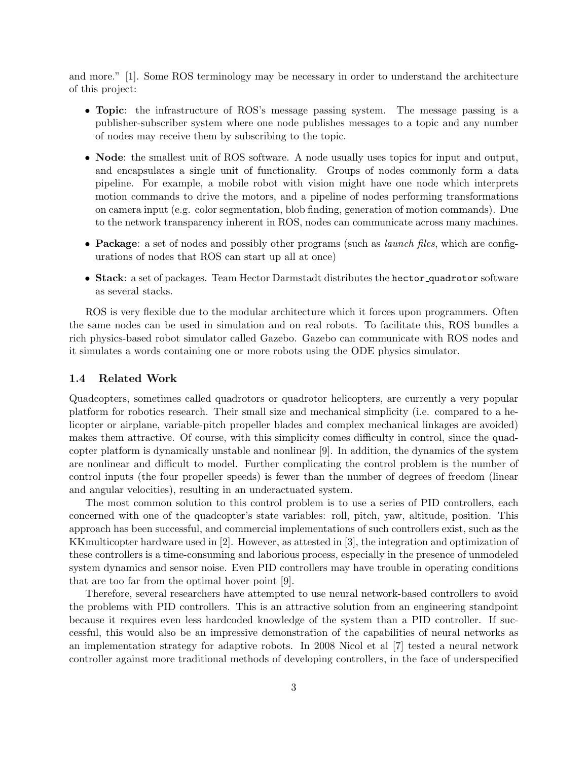and more." [1]. Some ROS terminology may be necessary in order to understand the architecture of this project:

- **Topic**: the infrastructure of ROS's message passing system. The message passing is a publisher-subscriber system where one node publishes messages to a topic and any number of nodes may receive them by subscribing to the topic.
- **Node**: the smallest unit of ROS software. A node usually uses topics for input and output, and encapsulates a single unit of functionality. Groups of nodes commonly form a data pipeline. For example, a mobile robot with vision might have one node which interprets motion commands to drive the motors, and a pipeline of nodes performing transformations on camera input (e.g. color segmentation, blob finding, generation of motion commands). Due to the network transparency inherent in ROS, nodes can communicate across many machines.
- **Package**: a set of nodes and possibly other programs (such as *launch files*, which are configurations of nodes that ROS can start up all at once)
- **Stack**: a set of packages. Team Hector Darmstadt distributes the `hector_quadrotor` software as several stacks.

ROS is very flexible due to the modular architecture which it forces upon programmers. Often the same nodes can be used in simulation and on real robots. To facilitate this, ROS bundles a rich physics-based robot simulator called Gazebo. Gazebo can communicate with ROS nodes and it simulates a words containing one or more robots using the ODE physics simulator.

### 1.4 Related Work

Quadcopters, sometimes called quadrotors or quadrotor helicopters, are currently a very popular platform for robotics research. Their small size and mechanical simplicity (i.e. compared to a helicopter or airplane, variable-pitch propeller blades and complex mechanical linkages are avoided) makes them attractive. Of course, with this simplicity comes difficulty in control, since the quadcopter platform is dynamically unstable and nonlinear [9]. In addition, the dynamics of the system are nonlinear and difficult to model. Further complicating the control problem is the number of control inputs (the four propeller speeds) is fewer than the number of degrees of freedom (linear and angular velocities), resulting in an underactuated system.

The most common solution to this control problem is to use a series of PID controllers, each concerned with one of the quadcopter's state variables: roll, pitch, yaw, altitude, position. This approach has been successful, and commercial implementations of such controllers exist, such as the KKmulticopter hardware used in [2]. However, as attested in [3], the integration and optimization of these controllers is a time-consuming and laborious process, especially in the presence of unmodeled system dynamics and sensor noise. Even PID controllers may have trouble in operating conditions that are too far from the optimal hover point [9].

Therefore, several researchers have attempted to use neural network-based controllers to avoid the problems with PID controllers. This is an attractive solution from an engineering standpoint because it requires even less hardcoded knowledge of the system than a PID controller. If successful, this would also be an impressive demonstration of the capabilities of neural networks as an implementation strategy for adaptive robots. In 2008 Nicol et al [7] tested a neural network controller against more traditional methods of developing controllers, in the face of underspecified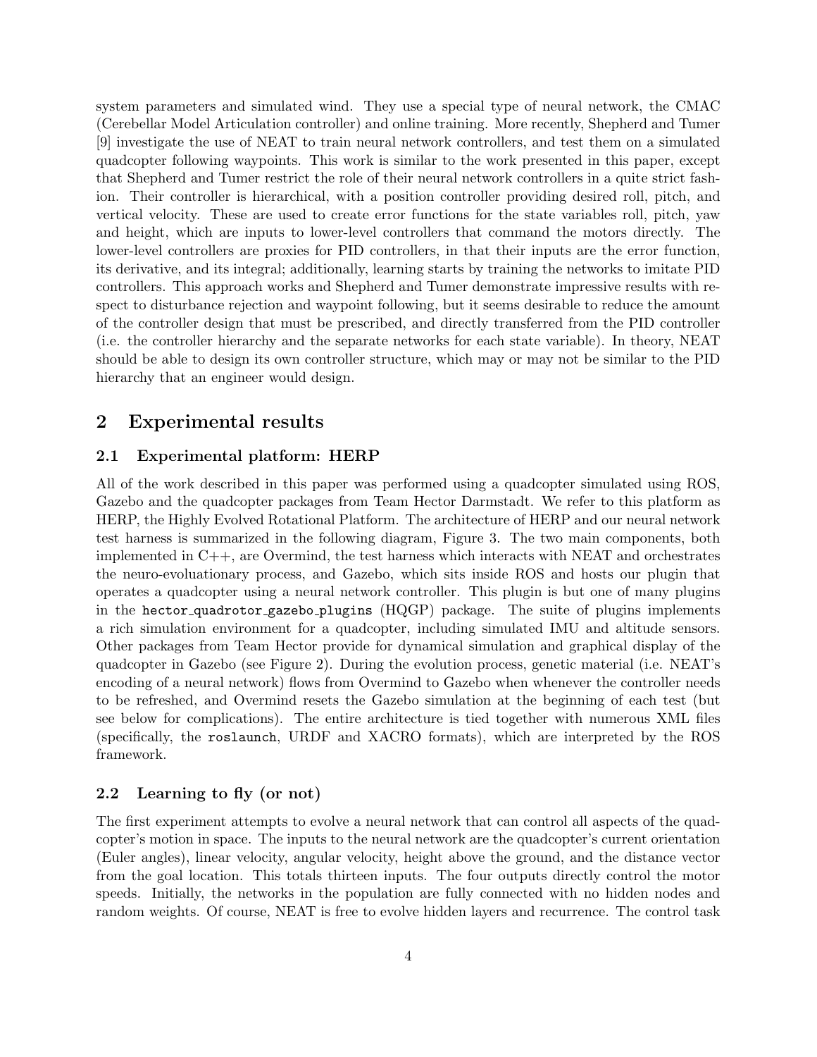system parameters and simulated wind. They use a special type of neural network, the CMAC (Cerebellar Model Articulation controller) and online training. More recently, Shepherd and Tumer [9] investigate the use of NEAT to train neural network controllers, and test them on a simulated quadcopter following waypoints. This work is similar to the work presented in this paper, except that Shepherd and Tumer restrict the role of their neural network controllers in a quite strict fashion. Their controller is hierarchical, with a position controller providing desired roll, pitch, and vertical velocity. These are used to create error functions for the state variables roll, pitch, yaw and height, which are inputs to lower-level controllers that command the motors directly. The lower-level controllers are proxies for PID controllers, in that their inputs are the error function, its derivative, and its integral; additionally, learning starts by training the networks to imitate PID controllers. This approach works and Shepherd and Tumer demonstrate impressive results with respect to disturbance rejection and waypoint following, but it seems desirable to reduce the amount of the controller design that must be prescribed, and directly transferred from the PID controller (i.e. the controller hierarchy and the separate networks for each state variable). In theory, NEAT should be able to design its own controller structure, which may or may not be similar to the PID hierarchy that an engineer would design.

## 2 Experimental results

### 2.1 Experimental platform: HERP

All of the work described in this paper was performed using a quadcopter simulated using ROS, Gazebo and the quadcopter packages from Team Hector Darmstadt. We refer to this platform as HERP, the Highly Evolved Rotational Platform. The architecture of HERP and our neural network test harness is summarized in the following diagram, Figure 3. The two main components, both implemented in C++, are Overmind, the test harness which interacts with NEAT and orchestrates the neuro-evoluationary process, and Gazebo, which sits inside ROS and hosts our plugin that operates a quadcopter using a neural network controller. This plugin is but one of many plugins in the `hector_quadrotor_gazebo_plugins` (HQGP) package. The suite of plugins implements a rich simulation environment for a quadcopter, including simulated IMU and altitude sensors. Other packages from Team Hector provide for dynamical simulation and graphical display of the quadcopter in Gazebo (see Figure 2). During the evolution process, genetic material (i.e. NEAT's encoding of a neural network) flows from Overmind to Gazebo when whenever the controller needs to be refreshed, and Overmind resets the Gazebo simulation at the beginning of each test (but see below for complications). The entire architecture is tied together with numerous XML files (specifically, the `roslaunch`, URDF and XACRO formats), which are interpreted by the ROS framework.

### 2.2 Learning to fly (or not)

The first experiment attempts to evolve a neural network that can control all aspects of the quadcopter's motion in space. The inputs to the neural network are the quadcopter's current orientation (Euler angles), linear velocity, angular velocity, height above the ground, and the distance vector from the goal location. This totals thirteen inputs. The four outputs directly control the motor speeds. Initially, the networks in the population are fully connected with no hidden nodes and random weights. Of course, NEAT is free to evolve hidden layers and recurrence. The control task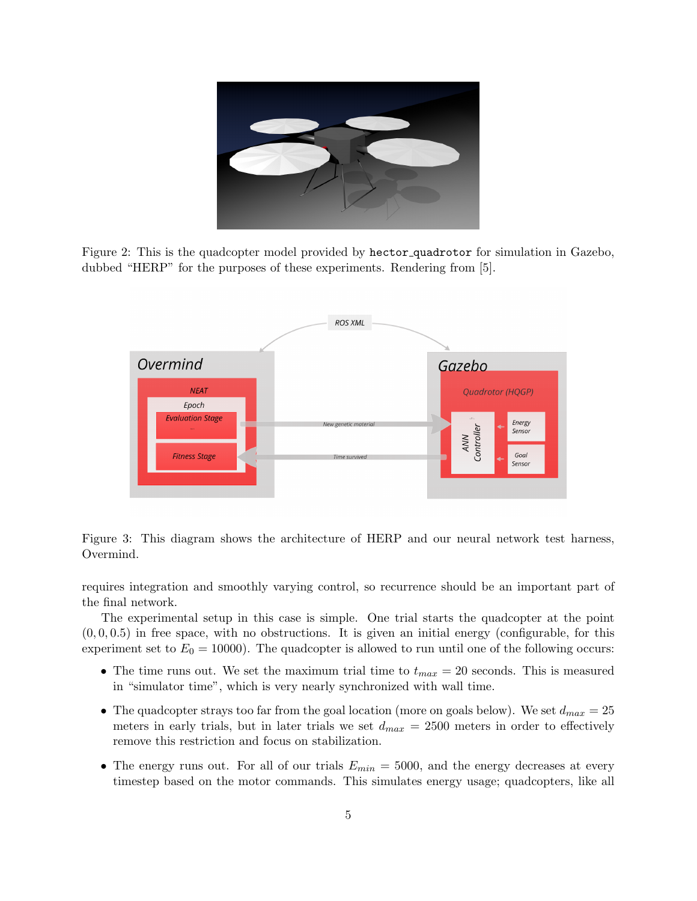Figure 2: This is the quadcopter model provided by `hector_quadrotor` for simulation in Gazebo, dubbed "HERP" for the purposes of these experiments. Rendering from [5].

Figure 3: This diagram shows the architecture of HERP and our neural network test harness, Overmind.

requires integration and smoothly varying control, so recurrence should be an important part of the final network.

The experimental setup in this case is simple. One trial starts the quadcopter at the point $(0, 0, 0.5)$ in free space, with no obstructions. It is given an initial energy (configurable, for this experiment set to $E_0 = 10000$). The quadcopter is allowed to run until one of the following occurs:

- The time runs out. We set the maximum trial time to $t_{max} = 20$ seconds. This is measured in "simulator time", which is very nearly synchronized with wall time.
- The quadcopter strays too far from the goal location (more on goals below). We set $d_{max} = 25$ meters in early trials, but in later trials we set $d_{max} = 2500$ meters in order to effectively remove this restriction and focus on stabilization.
- The energy runs out. For all of our trials $E_{min} = 5000$, and the energy decreases at every timestep based on the motor commands. This simulates energy usage; quadcopters, like all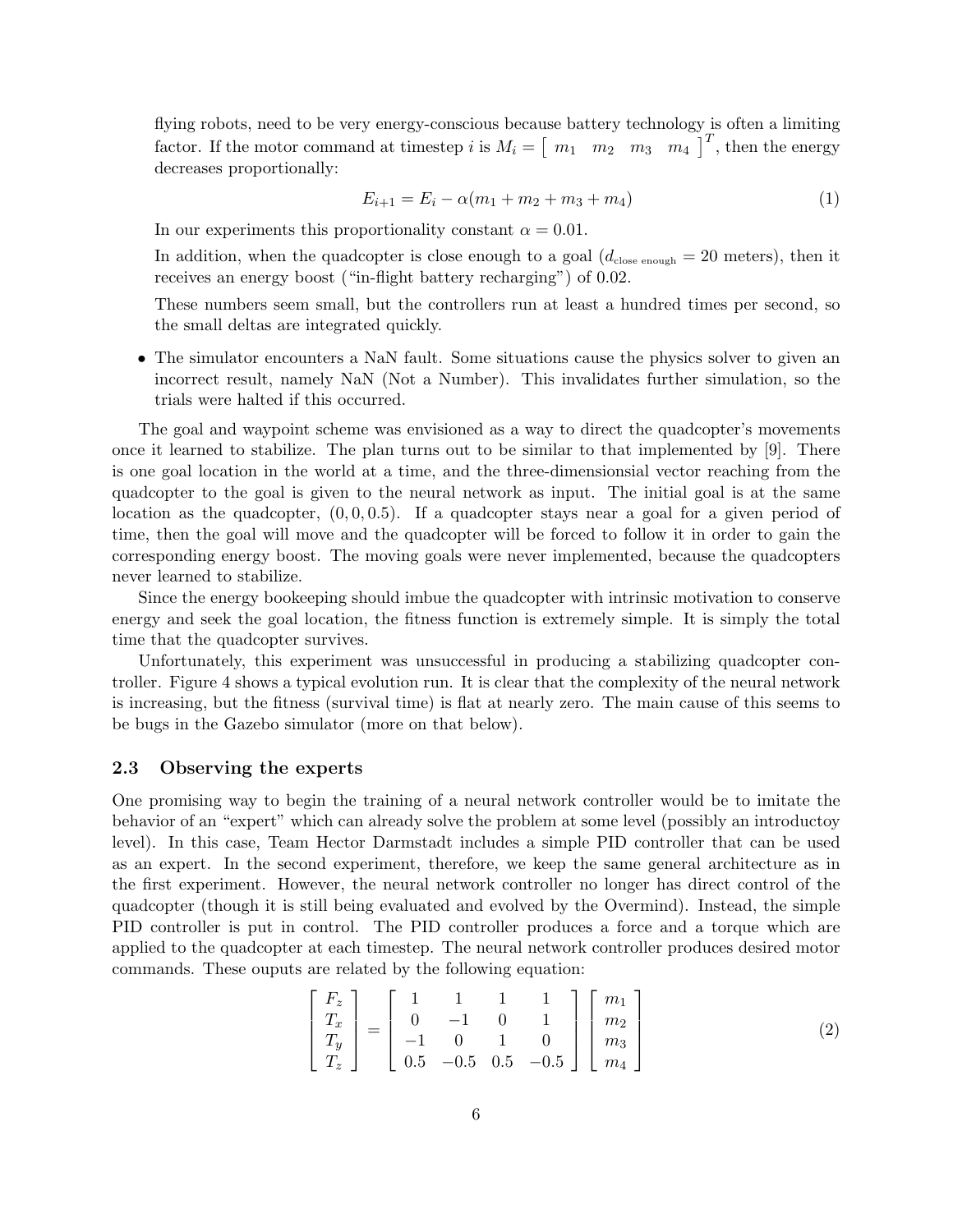flying robots, need to be very energy-conscious because battery technology is often a limiting factor. If the motor command at timestep $i$ is $M_i = \begin{bmatrix} m_1 & m_2 & m_3 & m_4 \end{bmatrix}^T$, then the energy decreases proportionally:

$$E_{i+1} = E_i - \alpha(m_1 + m_2 + m_3 + m_4) \tag{1}$$

In our experiments this proportionality constant $\alpha = 0.01$.

In addition, when the quadcopter is close enough to a goal ($d_{\text{close enough}} = 20$ meters), then it receives an energy boost ("in-flight battery recharging") of 0.02.

These numbers seem small, but the controllers run at least a hundred times per second, so the small deltas are integrated quickly.

- The simulator encounters a NaN fault. Some situations cause the physics solver to given an incorrect result, namely NaN (Not a Number). This invalidates further simulation, so the trials were halted if this occurred.

The goal and waypoint scheme was envisioned as a way to direct the quadcopter's movements once it learned to stabilize. The plan turns out to be similar to that implemented by [9]. There is one goal location in the world at a time, and the three-dimensionsial vector reaching from the quadcopter to the goal is given to the neural network as input. The initial goal is at the same location as the quadcopter, $(0, 0, 0.5)$. If a quadcopter stays near a goal for a given period of time, then the goal will move and the quadcopter will be forced to follow it in order to gain the corresponding energy boost. The moving goals were never implemented, because the quadcopters never learned to stabilize.

Since the energy bookeeping should imbue the quadcopter with intrinsic motivation to conserve energy and seek the goal location, the fitness function is extremely simple. It is simply the total time that the quadcopter survives.

Unfortunately, this experiment was unsuccessful in producing a stabilizing quadcopter controller. Figure 4 shows a typical evolution run. It is clear that the complexity of the neural network is increasing, but the fitness (survival time) is flat at nearly zero. The main cause of this seems to be bugs in the Gazebo simulator (more on that below).

### 2.3 Observing the experts

One promising way to begin the training of a neural network controller would be to imitate the behavior of an "expert" which can already solve the problem at some level (possibly an introductoy level). In this case, Team Hector Darmstadt includes a simple PID controller that can be used as an expert. In the second experiment, therefore, we keep the same general architecture as in the first experiment. However, the neural network controller no longer has direct control of the quadcopter (though it is still being evaluated and evolved by the Overmind). Instead, the simple PID controller is put in control. The PID controller produces a force and a torque which are applied to the quadcopter at each timestep. The neural network controller produces desired motor commands. These ouputs are related by the following equation:

$$\begin{bmatrix} F_z \\ T_x \\ T_y \\ T_z \end{bmatrix} = \begin{bmatrix} 1 & 1 & 1 & 1 \\ 0 & -1 & 0 & 1 \\ -1 & 0 & 1 & 0 \\ 0.5 & -0.5 & 0.5 & -0.5 \end{bmatrix} \begin{bmatrix} m_1 \\ m_2 \\ m_3 \\ m_4 \end{bmatrix} \tag{2}$$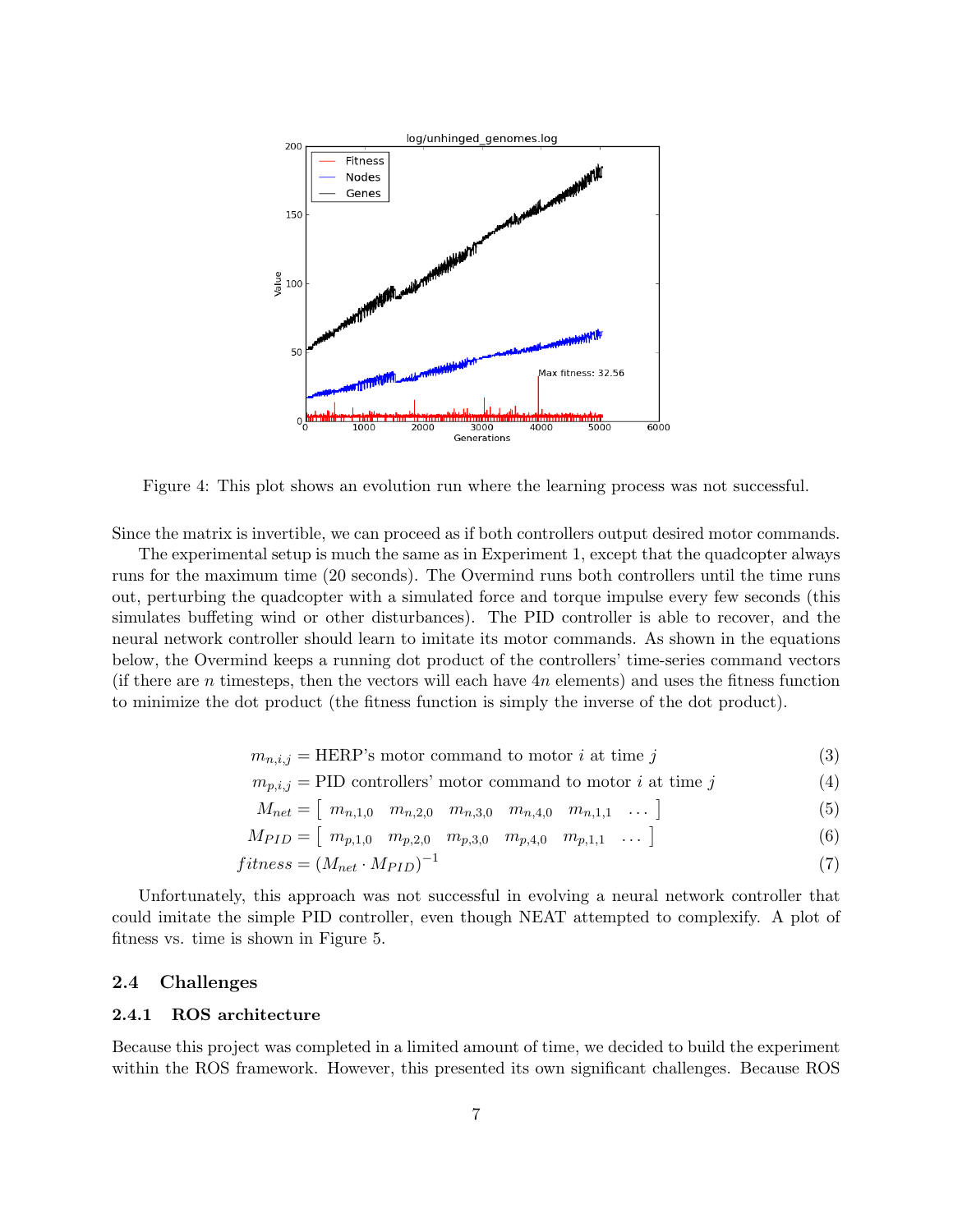Figure 4: This plot shows an evolution run where the learning process was not successful.

Since the matrix is invertible, we can proceed as if both controllers output desired motor commands.

The experimental setup is much the same as in Experiment 1, except that the quadcopter always runs for the maximum time (20 seconds). The Overmind runs both controllers until the time runs out, perturbing the quadcopter with a simulated force and torque impulse every few seconds (this simulates buffeting wind or other disturbances). The PID controller is able to recover, and the neural network controller should learn to imitate its motor commands. As shown in the equations below, the Overmind keeps a running dot product of the controllers' time-series command vectors (if there are $n$ timesteps, then the vectors will each have $4n$ elements) and uses the fitness function to minimize the dot product (the fitness function is simply the inverse of the dot product).

$$m_{n,i,j} = \text{HERP's motor command to motor } i \text{ at time } j \tag{3}$$

$$m_{p,i,j} = \text{PID controllers' motor command to motor } i \text{ at time } j \tag{4}$$

$$M_{net} = \left[ \begin{array}{cccccc} m_{n,1,0} & m_{n,2,0} & m_{n,3,0} & m_{n,4,0} & m_{n,1,1} & \ldots \end{array} \right] \tag{5}$$

$$M_{PID} = \left[ \begin{array}{cccccc} m_{p,1,0} & m_{p,2,0} & m_{p,3,0} & m_{p,4,0} & m_{p,1,1} & \ldots \end{array} \right] \tag{6}$$

$$fitness = (M_{net} \cdot M_{PID})^{-1} \tag{7}$$

Unfortunately, this approach was not successful in evolving a neural network controller that could imitate the simple PID controller, even though NEAT attempted to complexify. A plot of fitness vs. time is shown in Figure 5.

### 2.4 Challenges

#### 2.4.1 ROS architecture

Because this project was completed in a limited amount of time, we decided to build the experiment within the ROS framework. However, this presented its own significant challenges. Because ROS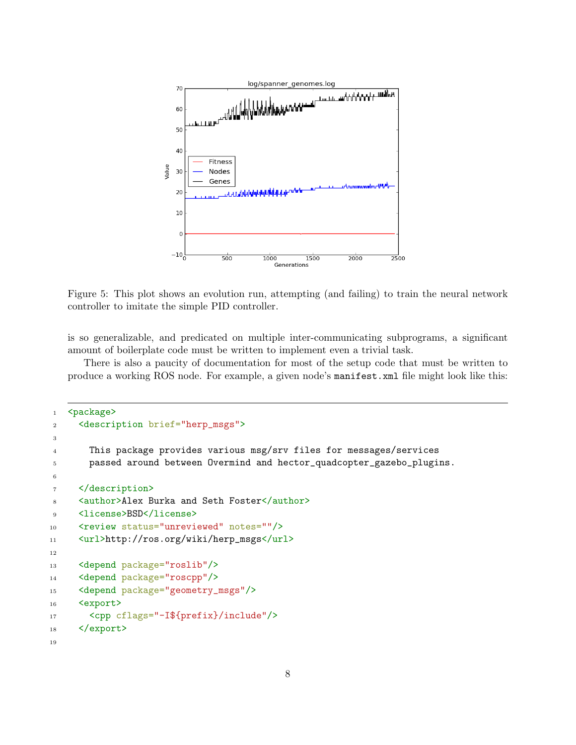Figure 5: This plot shows an evolution run, attempting (and failing) to train the neural network controller to imitate the simple PID controller.

is so generalizable, and predicated on multiple inter-communicating subprograms, a significant amount of boilerplate code must be written to implement even a trivial task.

There is also a paucity of documentation for most of the setup code that must be written to produce a working ROS node. For example, a given node's `manifest.xml` file might look like this:

```xml
<package>
  <description brief="herp_msgs">

    This package provides various msg/srv files for messages/services
    passed around between Overmind and hector_quadcopter_gazebo_plugins.

  </description>
  <author>Alex Burka and Seth Foster</author>
  <license>BSD</license>
  <review status="unreviewed" notes=""/>
  <url>http://ros.org/wiki/herp_msgs</url>

  <depend package="roslib"/>
  <depend package="roscpp"/>
  <depend package="geometry_msgs"/>
  <export>
    <cpp cflags="-I${prefix}/include"/>
  </export>

```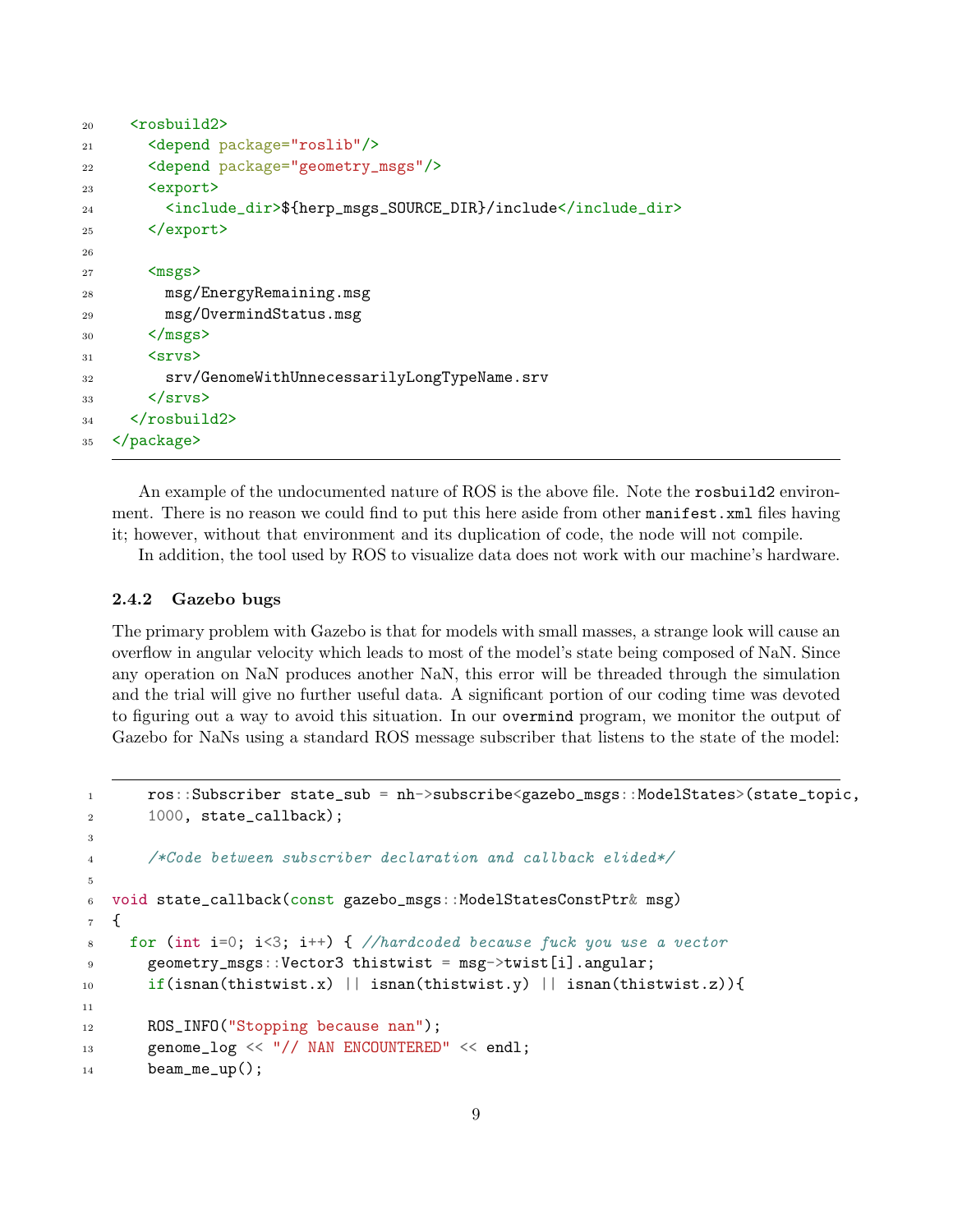```
  <rosbuild2>
    <depend package="roslib"/>
    <depend package="geometry_msgs"/>
    <export>
      <include_dir>${herp_msgs_SOURCE_DIR}/include</include_dir>
    </export>

    <msgs>
      msg/EnergyRemaining.msg
      msg/OvermindStatus.msg
    </msgs>
    <srvs>
      srv/GenomeWithUnnecessarilyLongTypeName.srv
    </srvs>
  </rosbuild2>
</package>
```

An example of the undocumented nature of ROS is the above file. Note the `rosbuild2` environment. There is no reason we could find to put this here aside from other `manifest.xml` files having it; however, without that environment and its duplication of code, the node will not compile.

In addition, the tool used by ROS to visualize data does not work with our machine's hardware.

### 2.4.2 Gazebo bugs

The primary problem with Gazebo is that for models with small masses, a strange look will cause an overflow in angular velocity which leads to most of the model's state being composed of NaN. Since any operation on NaN produces another NaN, this error will be threaded through the simulation and the trial will give no further useful data. A significant portion of our coding time was devoted to figuring out a way to avoid this situation. In our `overmind` program, we monitor the output of Gazebo for NaNs using a standard ROS message subscriber that listens to the state of the model:

```
  ros::Subscriber state_sub = nh->subscribe<gazebo_msgs::ModelStates>(state_topic,
  1000, state_callback);

  /*Code between subscriber declaration and callback elided*/

void state_callback(const gazebo_msgs::ModelStatesConstPtr& msg)
{
  for (int i=0; i<3; i++) { //hardcoded because fuck you use a vector
    geometry_msgs::Vector3 thistwist = msg->twist[i].angular;
    if(isnan(thistwist.x) || isnan(thistwist.y) || isnan(thistwist.z)){

    ROS_INFO("Stopping because nan");
    genome_log << "// NAN ENCOUNTERED" << endl;
    beam_me_up();
```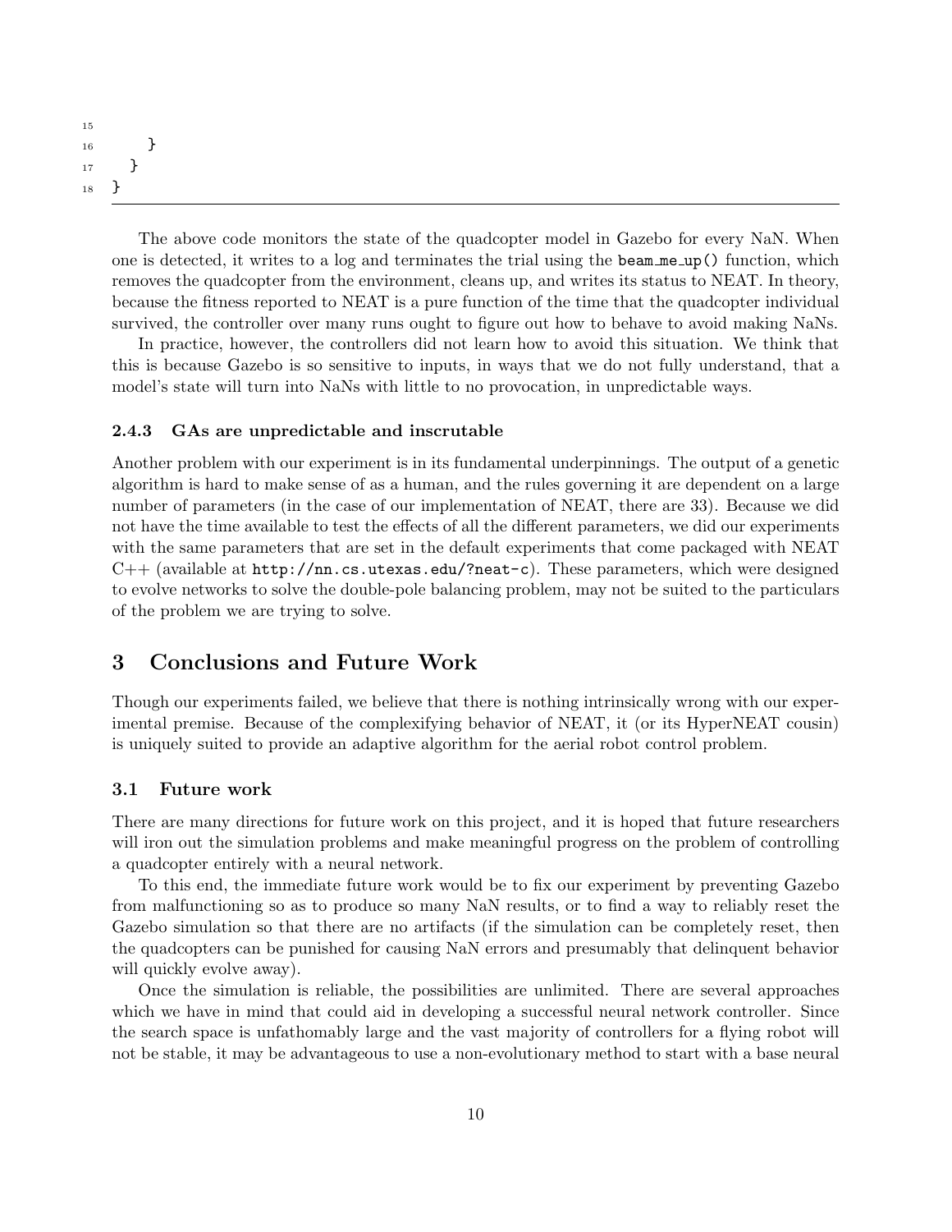```
        }
    }
}
```

The above code monitors the state of the quadcopter model in Gazebo for every NaN. When one is detected, it writes to a log and terminates the trial using the `beam_me_up()` function, which removes the quadcopter from the environment, cleans up, and writes its status to NEAT. In theory, because the fitness reported to NEAT is a pure function of the time that the quadcopter individual survived, the controller over many runs ought to figure out how to behave to avoid making NaNs.

In practice, however, the controllers did not learn how to avoid this situation. We think that this is because Gazebo is so sensitive to inputs, in ways that we do not fully understand, that a model's state will turn into NaNs with little to no provocation, in unpredictable ways.

#### 2.4.3 GAs are unpredictable and inscrutable

Another problem with our experiment is in its fundamental underpinnings. The output of a genetic algorithm is hard to make sense of as a human, and the rules governing it are dependent on a large number of parameters (in the case of our implementation of NEAT, there are 33). Because we did not have the time available to test the effects of all the different parameters, we did our experiments with the same parameters that are set in the default experiments that come packaged with NEAT C++ (available at `http://nn.cs.utexas.edu/?neat-c`). These parameters, which were designed to evolve networks to solve the double-pole balancing problem, may not be suited to the particulars of the problem we are trying to solve.

## 3 Conclusions and Future Work

Though our experiments failed, we believe that there is nothing intrinsically wrong with our experimental premise. Because of the complexifying behavior of NEAT, it (or its HyperNEAT cousin) is uniquely suited to provide an adaptive algorithm for the aerial robot control problem.

### 3.1 Future work

There are many directions for future work on this project, and it is hoped that future researchers will iron out the simulation problems and make meaningful progress on the problem of controlling a quadcopter entirely with a neural network.

To this end, the immediate future work would be to fix our experiment by preventing Gazebo from malfunctioning so as to produce so many NaN results, or to find a way to reliably reset the Gazebo simulation so that there are no artifacts (if the simulation can be completely reset, then the quadcopters can be punished for causing NaN errors and presumably that delinquent behavior will quickly evolve away).

Once the simulation is reliable, the possibilities are unlimited. There are several approaches which we have in mind that could aid in developing a successful neural network controller. Since the search space is unfathomably large and the vast majority of controllers for a flying robot will not be stable, it may be advantageous to use a non-evolutionary method to start with a base neural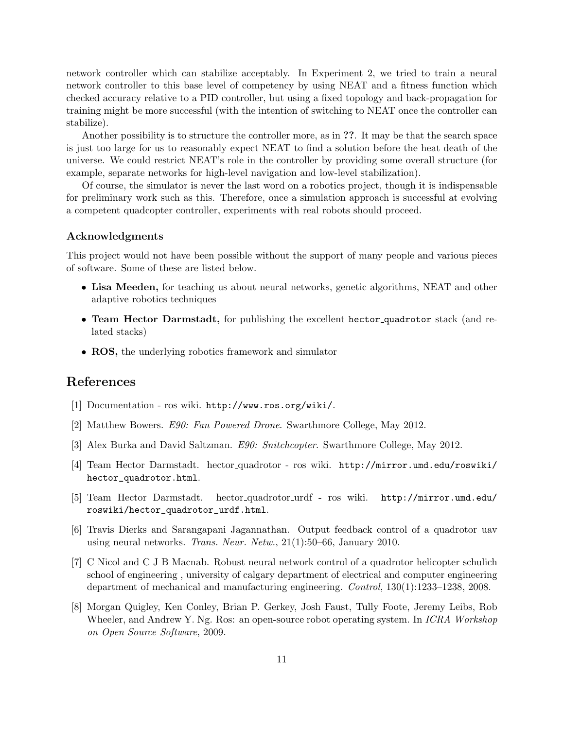network controller which can stabilize acceptably. In Experiment 2, we tried to train a neural network controller to this base level of competency by using NEAT and a fitness function which checked accuracy relative to a PID controller, but using a fixed topology and back-propagation for training might be more successful (with the intention of switching to NEAT once the controller can stabilize).

Another possibility is to structure the controller more, as in **??**. It may be that the search space is just too large for us to reasonably expect NEAT to find a solution before the heat death of the universe. We could restrict NEAT's role in the controller by providing some overall structure (for example, separate networks for high-level navigation and low-level stabilization).

Of course, the simulator is never the last word on a robotics project, though it is indispensable for preliminary work such as this. Therefore, once a simulation approach is successful at evolving a competent quadcopter controller, experiments with real robots should proceed.

### Acknowledgments

This project would not have been possible without the support of many people and various pieces of software. Some of these are listed below.

- **Lisa Meeden,** for teaching us about neural networks, genetic algorithms, NEAT and other adaptive robotics techniques
- **Team Hector Darmstadt,** for publishing the excellent `hector_quadrotor` stack (and related stacks)
- **ROS,** the underlying robotics framework and simulator

## References

[1] Documentation - ros wiki. `http://www.ros.org/wiki/`.

[2] Matthew Bowers. *E90: Fan Powered Drone*. Swarthmore College, May 2012.

[3] Alex Burka and David Saltzman. *E90: Snitchcopter*. Swarthmore College, May 2012.

[4] Team Hector Darmstadt. hector_quadrotor - ros wiki. `http://mirror.umd.edu/roswiki/hector_quadrotor.html`.

[5] Team Hector Darmstadt. hector_quadrotor_urdf - ros wiki. `http://mirror.umd.edu/roswiki/hector_quadrotor_urdf.html`.

[6] Travis Dierks and Sarangapani Jagannathan. Output feedback control of a quadrotor uav using neural networks. *Trans. Neur. Netw.*, 21(1):50–66, January 2010.

[7] C Nicol and C J B Macnab. Robust neural network control of a quadrotor helicopter schulich school of engineering , university of calgary department of electrical and computer engineering department of mechanical and manufacturing engineering. *Control*, 130(1):1233–1238, 2008.

[8] Morgan Quigley, Ken Conley, Brian P. Gerkey, Josh Faust, Tully Foote, Jeremy Leibs, Rob Wheeler, and Andrew Y. Ng. Ros: an open-source robot operating system. In *ICRA Workshop on Open Source Software*, 2009.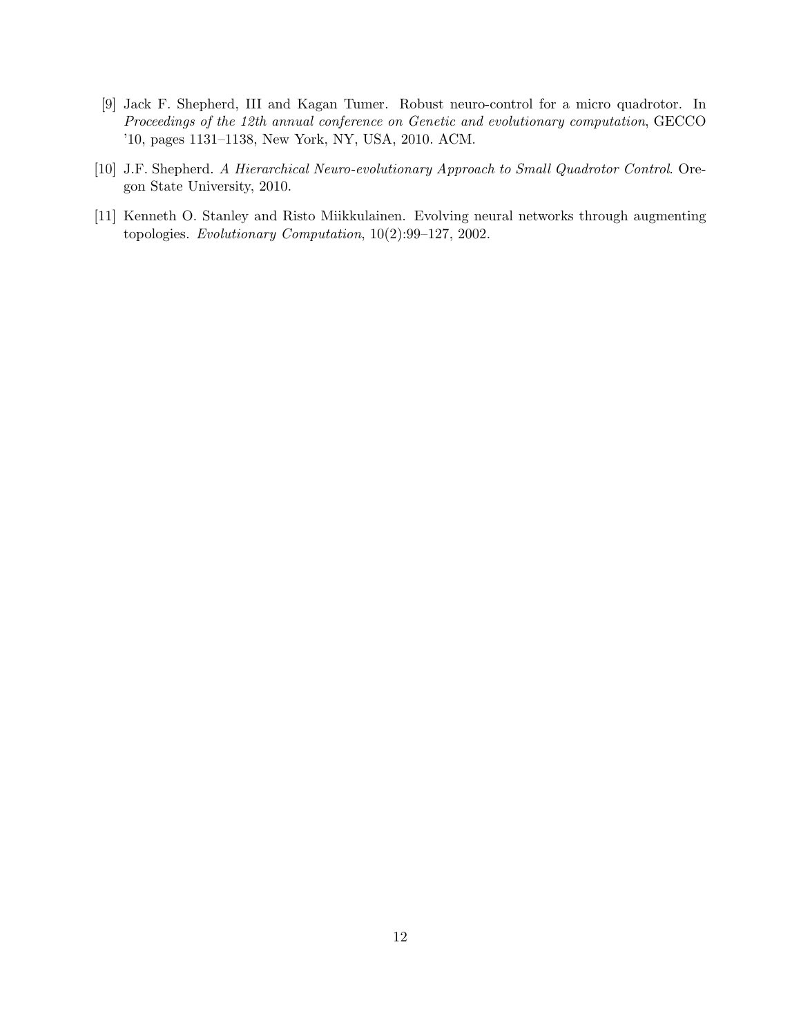[9] Jack F. Shepherd, III and Kagan Tumer. Robust neuro-control for a micro quadrotor. In *Proceedings of the 12th annual conference on Genetic and evolutionary computation*, GECCO '10, pages 1131–1138, New York, NY, USA, 2010. ACM.

[10] J.F. Shepherd. *A Hierarchical Neuro-evolutionary Approach to Small Quadrotor Control*. Oregon State University, 2010.

[11] Kenneth O. Stanley and Risto Miikkulainen. Evolving neural networks through augmenting topologies. *Evolutionary Computation*, 10(2):99–127, 2002.